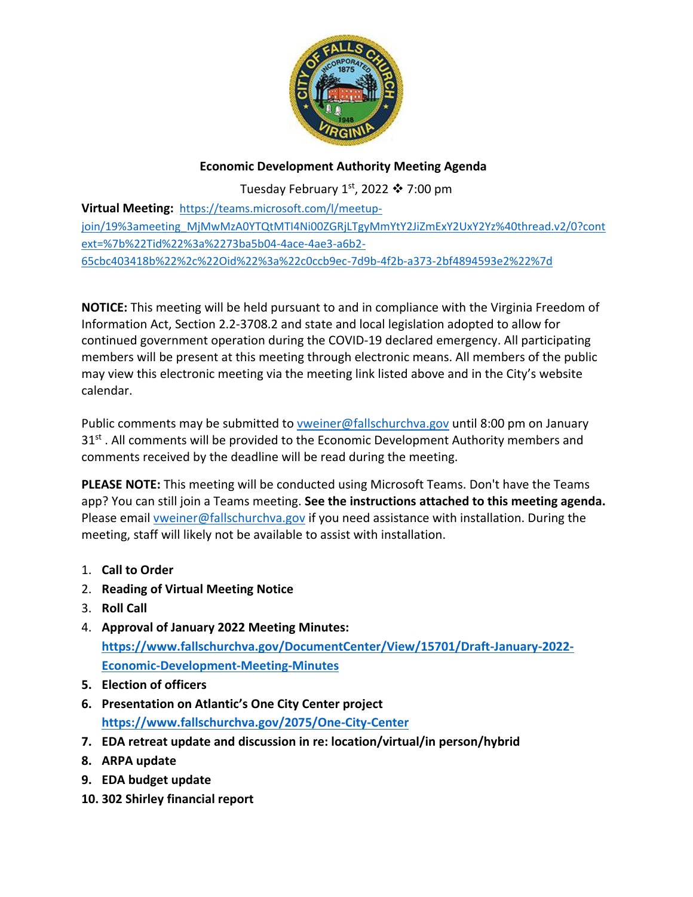## Economic Development Authority Meeting Agenda

Tuesday February 1st, 2022 ❖ 7:00 pm

**Virtual Meeting:** https://teams.microsoft.com/l/meetup-join/19%3ameeting_MjMwMzA0YTQtMTI4Ni00ZGRjLTgyMmYtY2JiZmExY2UxY2Yz%40thread.v2/0?context=%7b%22Tid%22%3a%2273ba5b04-4ace-4ae3-a6b2-65cbc403418b%22%2c%22Oid%22%3a%22c0ccb9ec-7d9b-4f2b-a373-2bf4894593e2%22%7d

**NOTICE:** This meeting will be held pursuant to and in compliance with the Virginia Freedom of Information Act, Section 2.2-3708.2 and state and local legislation adopted to allow for continued government operation during the COVID-19 declared emergency. All participating members will be present at this meeting through electronic means. All members of the public may view this electronic meeting via the meeting link listed above and in the City's website calendar.

Public comments may be submitted to vweiner@fallschurchva.gov until 8:00 pm on January 31st . All comments will be provided to the Economic Development Authority members and comments received by the deadline will be read during the meeting.

**PLEASE NOTE:** This meeting will be conducted using Microsoft Teams. Don't have the Teams app? You can still join a Teams meeting. **See the instructions attached to this meeting agenda.** Please email vweiner@fallschurchva.gov if you need assistance with installation. During the meeting, staff will likely not be available to assist with installation.

1. **Call to Order**
2. **Reading of Virtual Meeting Notice**
3. **Roll Call**
4. **Approval of January 2022 Meeting Minutes:** **https://www.fallschurchva.gov/DocumentCenter/View/15701/Draft-January-2022-Economic-Development-Meeting-Minutes**
5. **Election of officers**
6. **Presentation on Atlantic's One City Center project** **https://www.fallschurchva.gov/2075/One-City-Center**
7. **EDA retreat update and discussion in re: location/virtual/in person/hybrid**
8. **ARPA update**
9. **EDA budget update**
10. **302 Shirley financial report**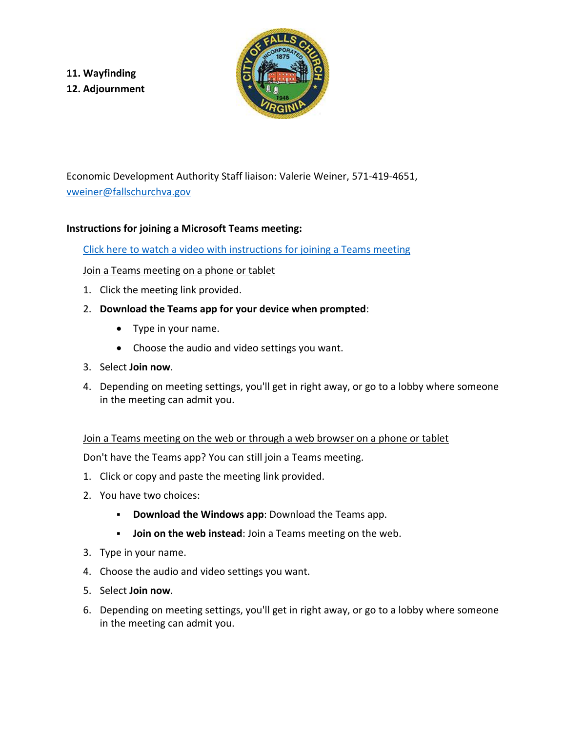**11. Wayfinding**
**12. Adjournment**

Economic Development Authority Staff liaison: Valerie Weiner, 571-419-4651, vweiner@fallschurchva.gov

**Instructions for joining a Microsoft Teams meeting:**

Click here to watch a video with instructions for joining a Teams meeting

Join a Teams meeting on a phone or tablet

1. Click the meeting link provided.
2. **Download the Teams app for your device when prompted**:
    - Type in your name.
    - Choose the audio and video settings you want.
3. Select **Join now**.
4. Depending on meeting settings, you'll get in right away, or go to a lobby where someone in the meeting can admit you.

Join a Teams meeting on the web or through a web browser on a phone or tablet

Don't have the Teams app? You can still join a Teams meeting.

1. Click or copy and paste the meeting link provided.
2. You have two choices:
    - **Download the Windows app**: Download the Teams app.
    - **Join on the web instead**: Join a Teams meeting on the web.
3. Type in your name.
4. Choose the audio and video settings you want.
5. Select **Join now**.
6. Depending on meeting settings, you'll get in right away, or go to a lobby where someone in the meeting can admit you.